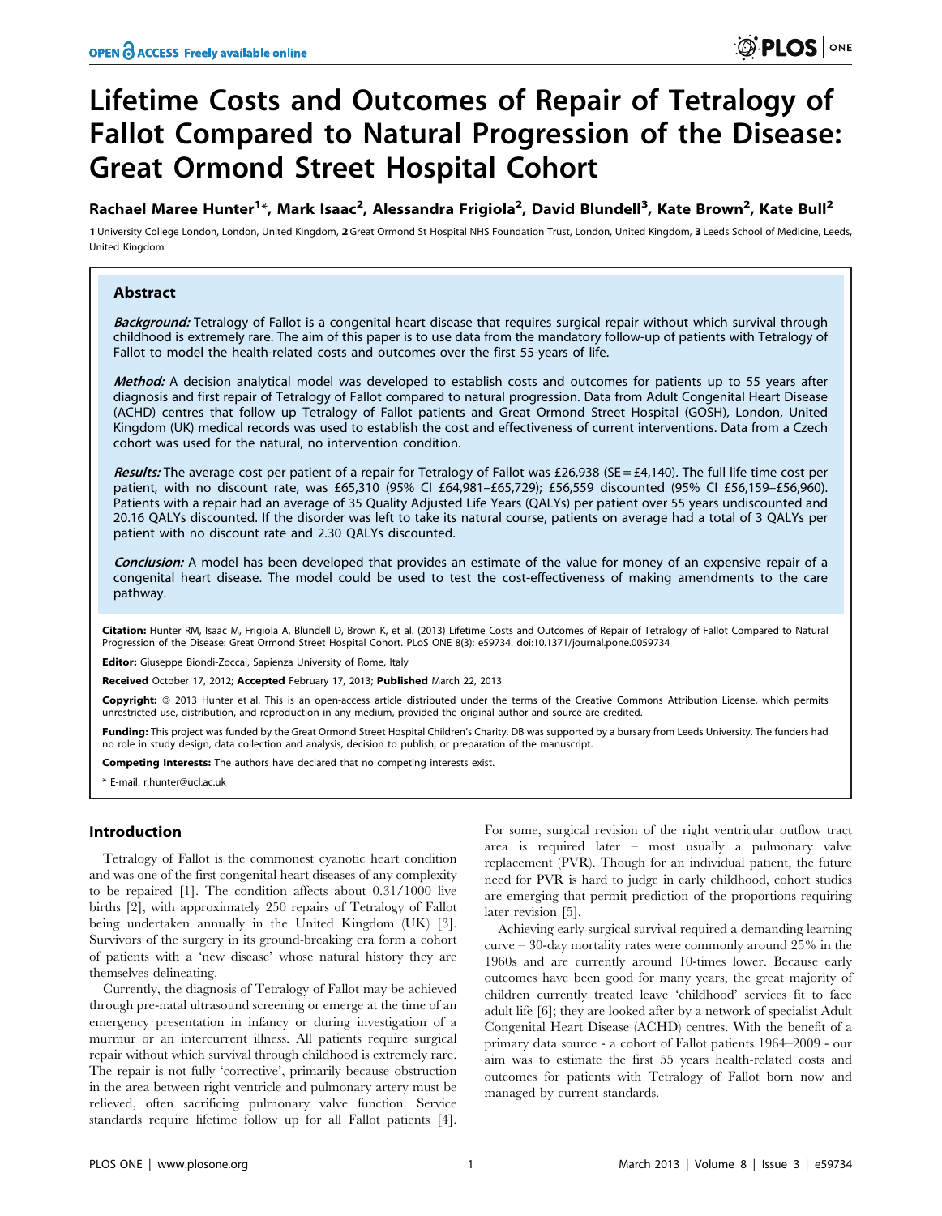# Lifetime Costs and Outcomes of Repair of Tetralogy of Fallot Compared to Natural Progression of the Disease: Great Ormond Street Hospital Cohort

**Rachael Maree Hunter[1]\*, Mark Isaac[2], Alessandra Frigiola[2], David Blundell[3], Kate Brown[2], Kate Bull[2]**

1 University College London, London, United Kingdom, 2 Great Ormond St Hospital NHS Foundation Trust, London, United Kingdom, 3 Leeds School of Medicine, Leeds, United Kingdom

## Abstract

***Background:*** Tetralogy of Fallot is a congenital heart disease that requires surgical repair without which survival through childhood is extremely rare. The aim of this paper is to use data from the mandatory follow-up of patients with Tetralogy of Fallot to model the health-related costs and outcomes over the first 55-years of life.

***Method:*** A decision analytical model was developed to establish costs and outcomes for patients up to 55 years after diagnosis and first repair of Tetralogy of Fallot compared to natural progression. Data from Adult Congenital Heart Disease (ACHD) centres that follow up Tetralogy of Fallot patients and Great Ormond Street Hospital (GOSH), London, United Kingdom (UK) medical records was used to establish the cost and effectiveness of current interventions. Data from a Czech cohort was used for the natural, no intervention condition.

***Results:*** The average cost per patient of a repair for Tetralogy of Fallot was £26,938 (SE = £4,140). The full life time cost per patient, with no discount rate, was £65,310 (95% CI £64,981–£65,729); £56,559 discounted (95% CI £56,159–£56,960). Patients with a repair had an average of 35 Quality Adjusted Life Years (QALYs) per patient over 55 years undiscounted and 20.16 QALYs discounted. If the disorder was left to take its natural course, patients on average had a total of 3 QALYs per patient with no discount rate and 2.30 QALYs discounted.

***Conclusion:*** A model has been developed that provides an estimate of the value for money of an expensive repair of a congenital heart disease. The model could be used to test the cost-effectiveness of making amendments to the care pathway.

**Citation:** Hunter RM, Isaac M, Frigiola A, Blundell D, Brown K, et al. (2013) Lifetime Costs and Outcomes of Repair of Tetralogy of Fallot Compared to Natural Progression of the Disease: Great Ormond Street Hospital Cohort. PLoS ONE 8(3): e59734. doi:10.1371/journal.pone.0059734

**Editor:** Giuseppe Biondi-Zoccai, Sapienza University of Rome, Italy

**Received** October 17, 2012; **Accepted** February 17, 2013; **Published** March 22, 2013

**Copyright:** © 2013 Hunter et al. This is an open-access article distributed under the terms of the Creative Commons Attribution License, which permits unrestricted use, distribution, and reproduction in any medium, provided the original author and source are credited.

**Funding:** This project was funded by the Great Ormond Street Hospital Children's Charity. DB was supported by a bursary from Leeds University. The funders had no role in study design, data collection and analysis, decision to publish, or preparation of the manuscript.

**Competing Interests:** The authors have declared that no competing interests exist.

\* E-mail: r.hunter@ucl.ac.uk

## Introduction

Tetralogy of Fallot is the commonest cyanotic heart condition and was one of the first congenital heart diseases of any complexity to be repaired [1]. The condition affects about 0.31/1000 live births [2], with approximately 250 repairs of Tetralogy of Fallot being undertaken annually in the United Kingdom (UK) [3]. Survivors of the surgery in its ground-breaking era form a cohort of patients with a 'new disease' whose natural history they are themselves delineating.

Currently, the diagnosis of Tetralogy of Fallot may be achieved through pre-natal ultrasound screening or emerge at the time of an emergency presentation in infancy or during investigation of a murmur or an intercurrent illness. All patients require surgical repair without which survival through childhood is extremely rare. The repair is not fully 'corrective', primarily because obstruction in the area between right ventricle and pulmonary artery must be relieved, often sacrificing pulmonary valve function. Service standards require lifetime follow up for all Fallot patients [4]. For some, surgical revision of the right ventricular outflow tract area is required later – most usually a pulmonary valve replacement (PVR). Though for an individual patient, the future need for PVR is hard to judge in early childhood, cohort studies are emerging that permit prediction of the proportions requiring later revision [5].

Achieving early surgical survival required a demanding learning curve – 30-day mortality rates were commonly around 25% in the 1960s and are currently around 10-times lower. Because early outcomes have been good for many years, the great majority of children currently treated leave 'childhood' services fit to face adult life [6]; they are looked after by a network of specialist Adult Congenital Heart Disease (ACHD) centres. With the benefit of a primary data source - a cohort of Fallot patients 1964–2009 - our aim was to estimate the first 55 years health-related costs and outcomes for patients with Tetralogy of Fallot born now and managed by current standards.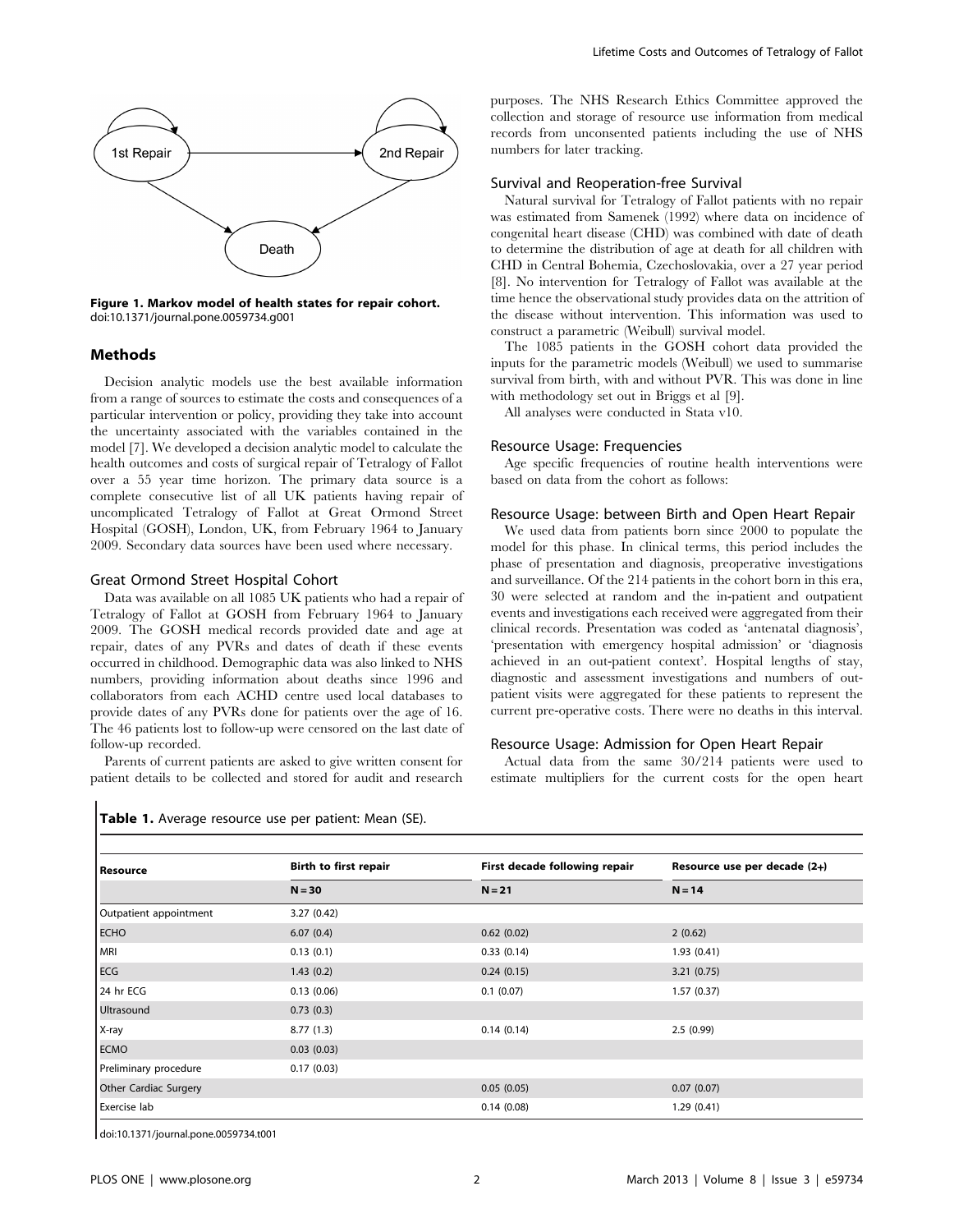Figure 1. Markov model of health states for repair cohort.
doi:10.1371/journal.pone.0059734.g001

## Methods

Decision analytic models use the best available information from a range of sources to estimate the costs and consequences of a particular intervention or policy, providing they take into account the uncertainty associated with the variables contained in the model [7]. We developed a decision analytic model to calculate the health outcomes and costs of surgical repair of Tetralogy of Fallot over a 55 year time horizon. The primary data source is a complete consecutive list of all UK patients having repair of uncomplicated Tetralogy of Fallot at Great Ormond Street Hospital (GOSH), London, UK, from February 1964 to January 2009. Secondary data sources have been used where necessary.

### Great Ormond Street Hospital Cohort

Data was available on all 1085 UK patients who had a repair of Tetralogy of Fallot at GOSH from February 1964 to January 2009. The GOSH medical records provided date and age at repair, dates of any PVRs and dates of death if these events occurred in childhood. Demographic data was also linked to NHS numbers, providing information about deaths since 1996 and collaborators from each ACHD centre used local databases to provide dates of any PVRs done for patients over the age of 16. The 46 patients lost to follow-up were censored on the last date of follow-up recorded.

Parents of current patients are asked to give written consent for patient details to be collected and stored for audit and research purposes. The NHS Research Ethics Committee approved the collection and storage of resource use information from medical records from unconsented patients including the use of NHS numbers for later tracking.

### Survival and Reoperation-free Survival

Natural survival for Tetralogy of Fallot patients with no repair was estimated from Samenek (1992) where data on incidence of congenital heart disease (CHD) was combined with date of death to determine the distribution of age at death for all children with CHD in Central Bohemia, Czechoslovakia, over a 27 year period [8]. No intervention for Tetralogy of Fallot was available at the time hence the observational study provides data on the attrition of the disease without intervention. This information was used to construct a parametric (Weibull) survival model.

The 1085 patients in the GOSH cohort data provided the inputs for the parametric models (Weibull) we used to summarise survival from birth, with and without PVR. This was done in line with methodology set out in Briggs et al [9].

All analyses were conducted in Stata v10.

### Resource Usage: Frequencies

Age specific frequencies of routine health interventions were based on data from the cohort as follows:

### Resource Usage: between Birth and Open Heart Repair

We used data from patients born since 2000 to populate the model for this phase. In clinical terms, this period includes the phase of presentation and diagnosis, preoperative investigations and surveillance. Of the 214 patients in the cohort born in this era, 30 were selected at random and the in-patient and outpatient events and investigations each received were aggregated from their clinical records. Presentation was coded as 'antenatal diagnosis', 'presentation with emergency hospital admission' or 'diagnosis achieved in an out-patient context'. Hospital lengths of stay, diagnostic and assessment investigations and numbers of outpatient visits were aggregated for these patients to represent the current pre-operative costs. There were no deaths in this interval.

### Resource Usage: Admission for Open Heart Repair

Actual data from the same 30/214 patients were used to estimate multipliers for the current costs for the open heart

**Table 1.** Average resource use per patient: Mean (SE).

| Resource | Birth to first repair | First decade following repair | Resource use per decade (2+) |
|---|---|---|---|
| | N = 30 | N = 21 | N = 14 |
| Outpatient appointment | 3.27 (0.42) | | |
| ECHO | 6.07 (0.4) | 0.62 (0.02) | 2 (0.62) |
| MRI | 0.13 (0.1) | 0.33 (0.14) | 1.93 (0.41) |
| ECG | 1.43 (0.2) | 0.24 (0.15) | 3.21 (0.75) |
| 24 hr ECG | 0.13 (0.06) | 0.1 (0.07) | 1.57 (0.37) |
| Ultrasound | 0.73 (0.3) | | |
| X-ray | 8.77 (1.3) | 0.14 (0.14) | 2.5 (0.99) |
| ECMO | 0.03 (0.03) | | |
| Preliminary procedure | 0.17 (0.03) | | |
| Other Cardiac Surgery | | 0.05 (0.05) | 0.07 (0.07) |
| Exercise lab | | 0.14 (0.08) | 1.29 (0.41) |

doi:10.1371/journal.pone.0059734.t001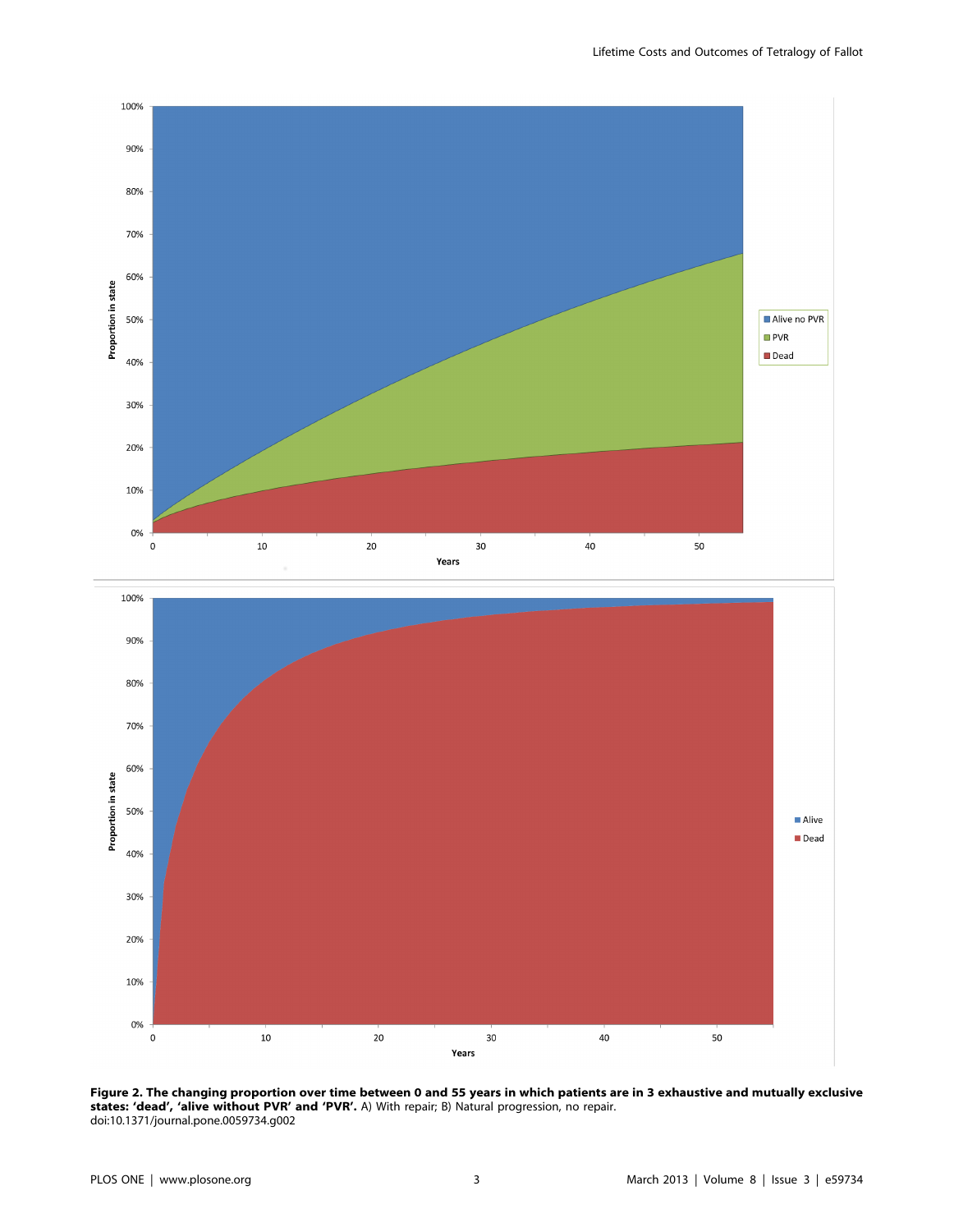**Figure 2. The changing proportion over time between 0 and 55 years in which patients are in 3 exhaustive and mutually exclusive states: 'dead', 'alive without PVR' and 'PVR'.** A) With repair; B) Natural progression, no repair.
doi:10.1371/journal.pone.0059734.g002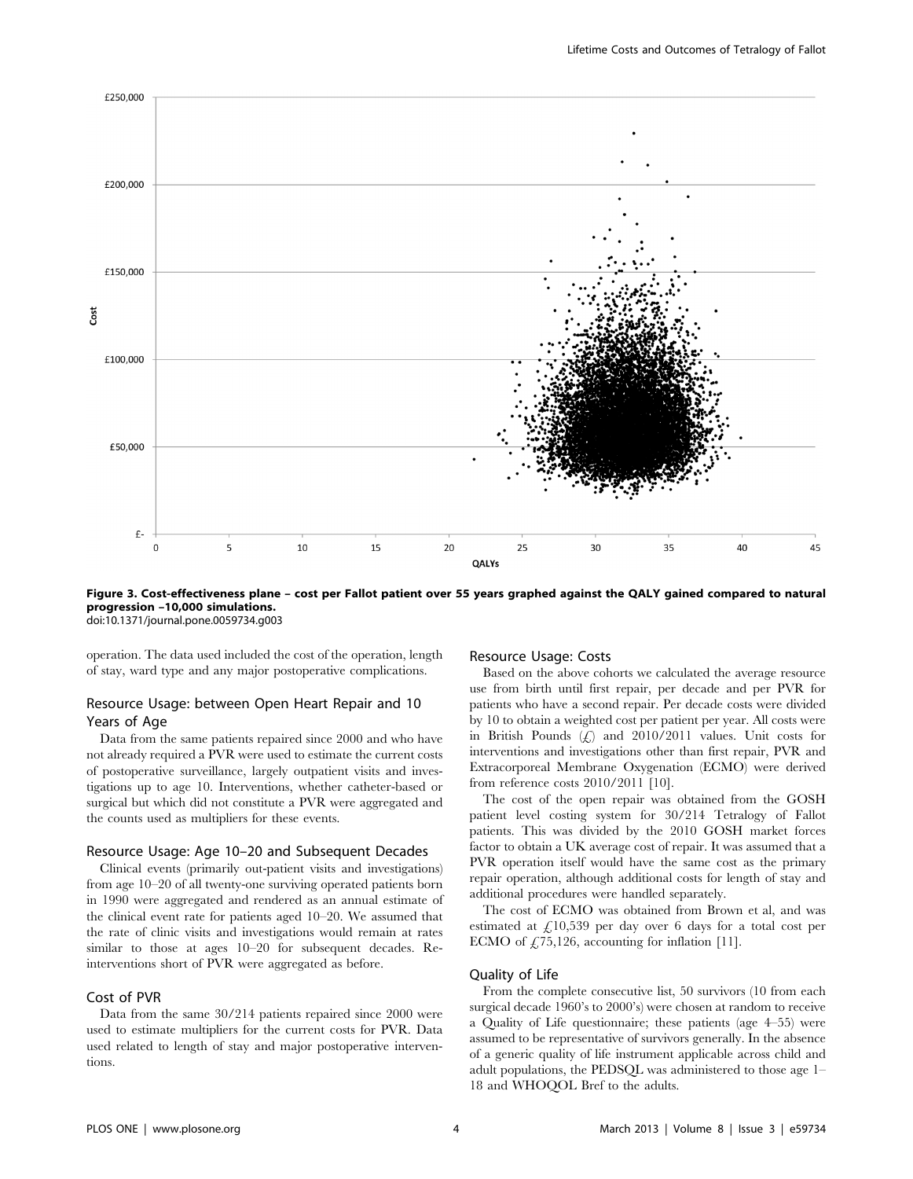**Figure 3. Cost-effectiveness plane – cost per Fallot patient over 55 years graphed against the QALY gained compared to natural progression –10,000 simulations.**
doi:10.1371/journal.pone.0059734.g003

operation. The data used included the cost of the operation, length of stay, ward type and any major postoperative complications.

### Resource Usage: between Open Heart Repair and 10 Years of Age

Data from the same patients repaired since 2000 and who have not already required a PVR were used to estimate the current costs of postoperative surveillance, largely outpatient visits and investigations up to age 10. Interventions, whether catheter-based or surgical but which did not constitute a PVR were aggregated and the counts used as multipliers for these events.

### Resource Usage: Age 10–20 and Subsequent Decades

Clinical events (primarily out-patient visits and investigations) from age 10–20 of all twenty-one surviving operated patients born in 1990 were aggregated and rendered as an annual estimate of the clinical event rate for patients aged 10–20. We assumed that the rate of clinic visits and investigations would remain at rates similar to those at ages 10–20 for subsequent decades. Re-interventions short of PVR were aggregated as before.

### Cost of PVR

Data from the same 30/214 patients repaired since 2000 were used to estimate multipliers for the current costs for PVR. Data used related to length of stay and major postoperative interventions.

### Resource Usage: Costs

Based on the above cohorts we calculated the average resource use from birth until first repair, per decade and per PVR for patients who have a second repair. Per decade costs were divided by 10 to obtain a weighted cost per patient per year. All costs were in British Pounds (£) and 2010/2011 values. Unit costs for interventions and investigations other than first repair, PVR and Extracorporeal Membrane Oxygenation (ECMO) were derived from reference costs 2010/2011 [10].

The cost of the open repair was obtained from the GOSH patient level costing system for 30/214 Tetralogy of Fallot patients. This was divided by the 2010 GOSH market forces factor to obtain a UK average cost of repair. It was assumed that a PVR operation itself would have the same cost as the primary repair operation, although additional costs for length of stay and additional procedures were handled separately.

The cost of ECMO was obtained from Brown et al, and was estimated at £10,539 per day over 6 days for a total cost per ECMO of £75,126, accounting for inflation [11].

### Quality of Life

From the complete consecutive list, 50 survivors (10 from each surgical decade 1960's to 2000's) were chosen at random to receive a Quality of Life questionnaire; these patients (age 4–55) were assumed to be representative of survivors generally. In the absence of a generic quality of life instrument applicable across child and adult populations, the PEDSQL was administered to those age 1–18 and WHOQOL Bref to the adults.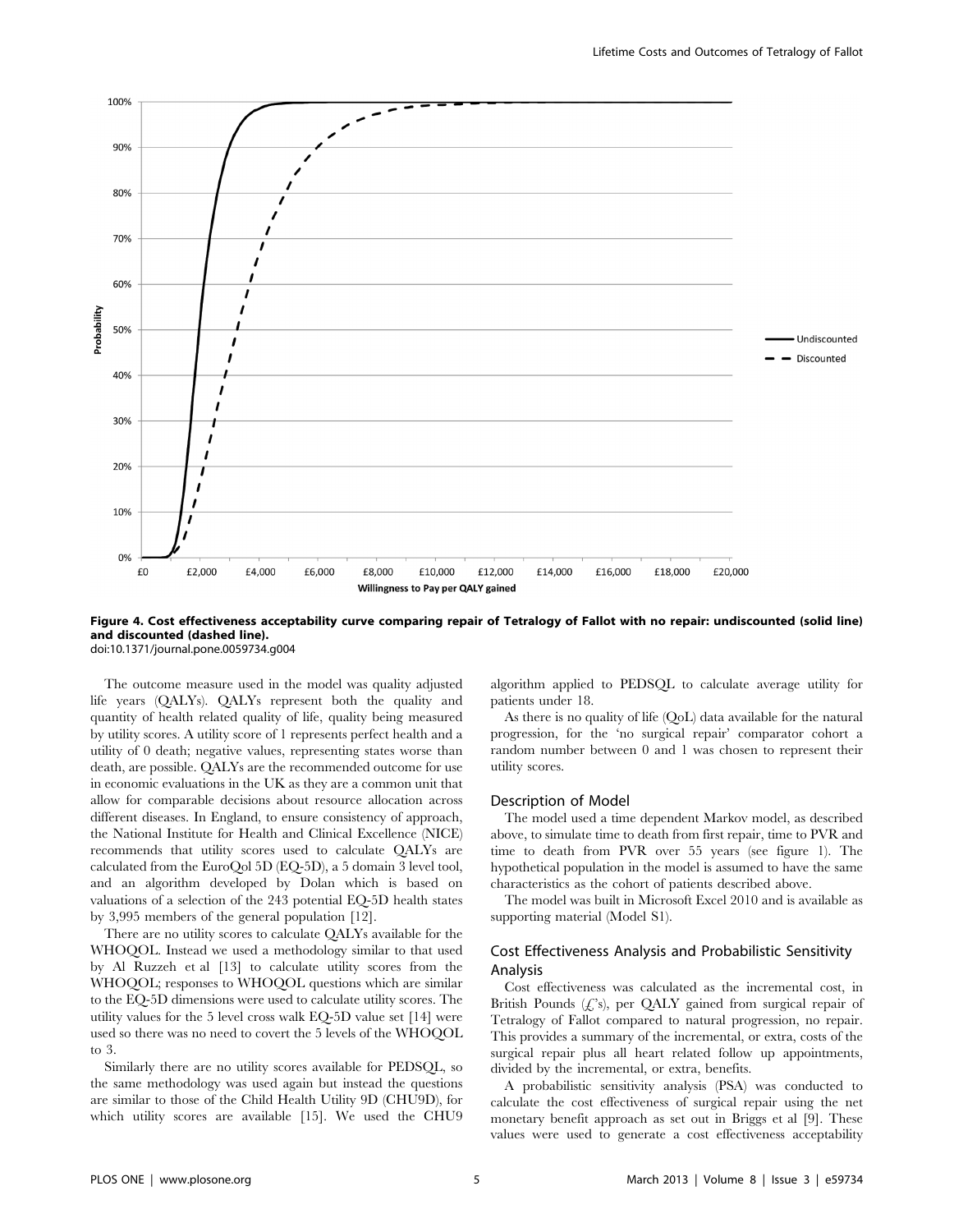**Figure 4. Cost effectiveness acceptability curve comparing repair of Tetralogy of Fallot with no repair: undiscounted (solid line) and discounted (dashed line).**
doi:10.1371/journal.pone.0059734.g004

The outcome measure used in the model was quality adjusted life years (QALYs). QALYs represent both the quality and quantity of health related quality of life, quality being measured by utility scores. A utility score of 1 represents perfect health and a utility of 0 death; negative values, representing states worse than death, are possible. QALYs are the recommended outcome for use in economic evaluations in the UK as they are a common unit that allow for comparable decisions about resource allocation across different diseases. In England, to ensure consistency of approach, the National Institute for Health and Clinical Excellence (NICE) recommends that utility scores used to calculate QALYs are calculated from the EuroQol 5D (EQ-5D), a 5 domain 3 level tool, and an algorithm developed by Dolan which is based on valuations of a selection of the 243 potential EQ-5D health states by 3,995 members of the general population [12].

There are no utility scores to calculate QALYs available for the WHOQOL. Instead we used a methodology similar to that used by Al Ruzzeh et al [13] to calculate utility scores from the WHOQOL; responses to WHOQOL questions which are similar to the EQ-5D dimensions were used to calculate utility scores. The utility values for the 5 level cross walk EQ-5D value set [14] were used so there was no need to covert the 5 levels of the WHOQOL to 3.

Similarly there are no utility scores available for PEDSQL, so the same methodology was used again but instead the questions are similar to those of the Child Health Utility 9D (CHU9D), for which utility scores are available [15]. We used the CHU9 algorithm applied to PEDSQL to calculate average utility for patients under 18.

As there is no quality of life (QoL) data available for the natural progression, for the 'no surgical repair' comparator cohort a random number between 0 and 1 was chosen to represent their utility scores.

## Description of Model

The model used a time dependent Markov model, as described above, to simulate time to death from first repair, time to PVR and time to death from PVR over 55 years (see figure 1). The hypothetical population in the model is assumed to have the same characteristics as the cohort of patients described above.

The model was built in Microsoft Excel 2010 and is available as supporting material (Model S1).

## Cost Effectiveness Analysis and Probabilistic Sensitivity Analysis

Cost effectiveness was calculated as the incremental cost, in British Pounds (£'s), per QALY gained from surgical repair of Tetralogy of Fallot compared to natural progression, no repair. This provides a summary of the incremental, or extra, costs of the surgical repair plus all heart related follow up appointments, divided by the incremental, or extra, benefits.

A probabilistic sensitivity analysis (PSA) was conducted to calculate the cost effectiveness of surgical repair using the net monetary benefit approach as set out in Briggs et al [9]. These values were used to generate a cost effectiveness acceptability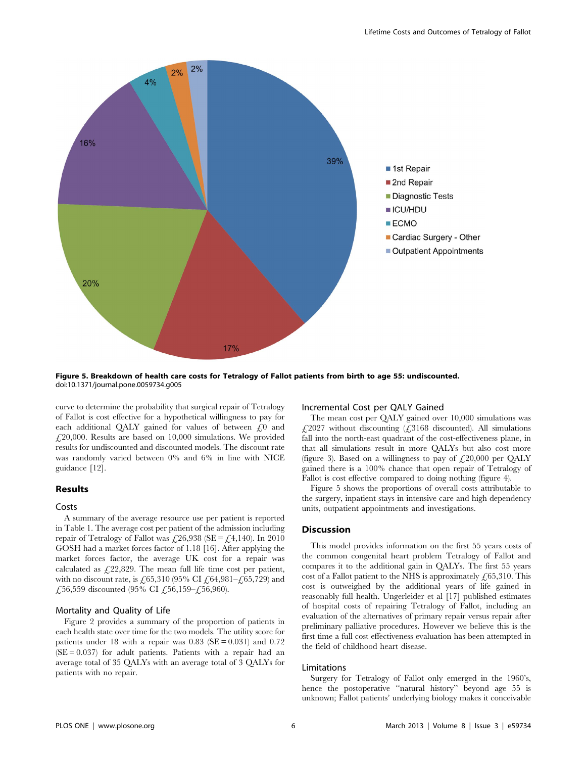Figure 5. Breakdown of health care costs for Tetralogy of Fallot patients from birth to age 55: undiscounted.
doi:10.1371/journal.pone.0059734.g005

curve to determine the probability that surgical repair of Tetralogy of Fallot is cost effective for a hypothetical willingness to pay for each additional QALY gained for values of between £0 and £20,000. Results are based on 10,000 simulations. We provided results for undiscounted and discounted models. The discount rate was randomly varied between 0% and 6% in line with NICE guidance [12].

## Results

### Costs

A summary of the average resource use per patient is reported in Table 1. The average cost per patient of the admission including repair of Tetralogy of Fallot was £26,938 (SE = £4,140). In 2010 GOSH had a market forces factor of 1.18 [16]. After applying the market forces factor, the average UK cost for a repair was calculated as £22,829. The mean full life time cost per patient, with no discount rate, is £65,310 (95% CI £64,981–£65,729) and £56,559 discounted (95% CI £56,159–£56,960).

### Mortality and Quality of Life

Figure 2 provides a summary of the proportion of patients in each health state over time for the two models. The utility score for patients under 18 with a repair was 0.83 (SE = 0.031) and 0.72 (SE = 0.037) for adult patients. Patients with a repair had an average total of 35 QALYs with an average total of 3 QALYs for patients with no repair.

### Incremental Cost per QALY Gained

The mean cost per QALY gained over 10,000 simulations was £2027 without discounting (£3168 discounted). All simulations fall into the north-east quadrant of the cost-effectiveness plane, in that all simulations result in more QALYs but also cost more (figure 3). Based on a willingness to pay of £20,000 per QALY gained there is a 100% chance that open repair of Tetralogy of Fallot is cost effective compared to doing nothing (figure 4).

Figure 5 shows the proportions of overall costs attributable to the surgery, inpatient stays in intensive care and high dependency units, outpatient appointments and investigations.

## Discussion

This model provides information on the first 55 years costs of the common congenital heart problem Tetralogy of Fallot and compares it to the additional gain in QALYs. The first 55 years cost of a Fallot patient to the NHS is approximately £65,310. This cost is outweighed by the additional years of life gained in reasonably full health. Ungerleider et al [17] published estimates of hospital costs of repairing Tetralogy of Fallot, including an evaluation of the alternatives of primary repair versus repair after preliminary palliative procedures. However we believe this is the first time a full cost effectiveness evaluation has been attempted in the field of childhood heart disease.

### Limitations

Surgery for Tetralogy of Fallot only emerged in the 1960's, hence the postoperative "natural history" beyond age 55 is unknown; Fallot patients' underlying biology makes it conceivable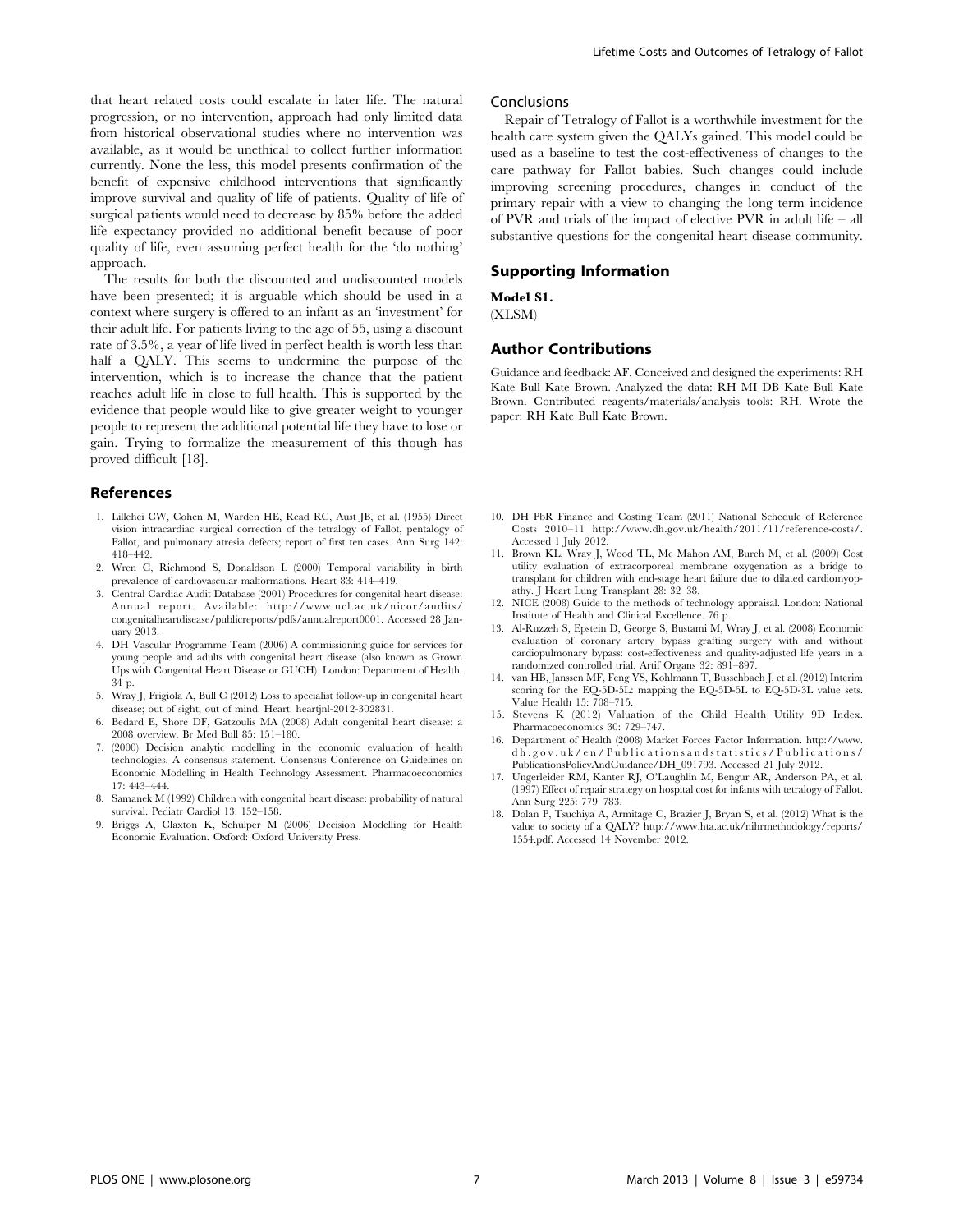that heart related costs could escalate in later life. The natural progression, or no intervention, approach had only limited data from historical observational studies where no intervention was available, as it would be unethical to collect further information currently. None the less, this model presents confirmation of the benefit of expensive childhood interventions that significantly improve survival and quality of life of patients. Quality of life of surgical patients would need to decrease by 85% before the added life expectancy provided no additional benefit because of poor quality of life, even assuming perfect health for the 'do nothing' approach.

The results for both the discounted and undiscounted models have been presented; it is arguable which should be used in a context where surgery is offered to an infant as an 'investment' for their adult life. For patients living to the age of 55, using a discount rate of 3.5%, a year of life lived in perfect health is worth less than half a QALY. This seems to undermine the purpose of the intervention, which is to increase the chance that the patient reaches adult life in close to full health. This is supported by the evidence that people would like to give greater weight to younger people to represent the additional potential life they have to lose or gain. Trying to formalize the measurement of this though has proved difficult [18].

### Conclusions

Repair of Tetralogy of Fallot is a worthwhile investment for the health care system given the QALYs gained. This model could be used as a baseline to test the cost-effectiveness of changes to the care pathway for Fallot babies. Such changes could include improving screening procedures, changes in conduct of the primary repair with a view to changing the long term incidence of PVR and trials of the impact of elective PVR in adult life – all substantive questions for the congenital heart disease community.

## Supporting Information

**Model S1.**
(XLSM)

## Author Contributions

Guidance and feedback: AF. Conceived and designed the experiments: RH Kate Bull Kate Brown. Analyzed the data: RH MI DB Kate Bull Kate Brown. Contributed reagents/materials/analysis tools: RH. Wrote the paper: RH Kate Bull Kate Brown.

## References

1. Lillehei CW, Cohen M, Warden HE, Read RC, Aust JB, et al. (1955) Direct vision intracardiac surgical correction of the tetralogy of Fallot, pentalogy of Fallot, and pulmonary atresia defects; report of first ten cases. Ann Surg 142: 418–442.
2. Wren C, Richmond S, Donaldson L (2000) Temporal variability in birth prevalence of cardiovascular malformations. Heart 83: 414–419.
3. Central Cardiac Audit Database (2001) Procedures for congenital heart disease: Annual report. Available: http://www.ucl.ac.uk/nicor/audits/congenitalheartdisease/publicreports/pdfs/annualreport0001. Accessed 28 January 2013.
4. DH Vascular Programme Team (2006) A commissioning guide for services for young people and adults with congenital heart disease (also known as Grown Ups with Congenital Heart Disease or GUCH). London: Department of Health. 34 p.
5. Wray J, Frigiola A, Bull C (2012) Loss to specialist follow-up in congenital heart disease; out of sight, out of mind. Heart. heartjnl-2012-302831.
6. Bedard E, Shore DF, Gatzoulis MA (2008) Adult congenital heart disease: a 2008 overview. Br Med Bull 85: 151–180.
7. (2000) Decision analytic modelling in the economic evaluation of health technologies. A consensus statement. Consensus Conference on Guidelines on Economic Modelling in Health Technology Assessment. Pharmacoeconomics 17: 443–444.
8. Samanek M (1992) Children with congenital heart disease: probability of natural survival. Pediatr Cardiol 13: 152–158.
9. Briggs A, Claxton K, Schulper M (2006) Decision Modelling for Health Economic Evaluation. Oxford: Oxford University Press.
10. DH PbR Finance and Costing Team (2011) National Schedule of Reference Costs 2010–11 http://www.dh.gov.uk/health/2011/11/reference-costs/. Accessed 1 July 2012.
11. Brown KL, Wray J, Wood TL, Mc Mahon AM, Burch M, et al. (2009) Cost utility evaluation of extracorporeal membrane oxygenation as a bridge to transplant for children with end-stage heart failure due to dilated cardiomyopathy. J Heart Lung Transplant 28: 32–38.
12. NICE (2008) Guide to the methods of technology appraisal. London: National Institute of Health and Clinical Excellence. 76 p.
13. Al-Ruzzeh S, Epstein D, George S, Bustami M, Wray J, et al. (2008) Economic evaluation of coronary artery bypass grafting surgery with and without cardiopulmonary bypass: cost-effectiveness and quality-adjusted life years in a randomized controlled trial. Artif Organs 32: 891–897.
14. van HB, Janssen MF, Feng YS, Kohlmann T, Busschbach J, et al. (2012) Interim scoring for the EQ-5D-5L: mapping the EQ-5D-5L to EQ-5D-3L value sets. Value Health 15: 708–715.
15. Stevens K (2012) Valuation of the Child Health Utility 9D Index. Pharmacoeconomics 30: 729–747.
16. Department of Health (2008) Market Forces Factor Information. http://www.dh.gov.uk/en/Publicationsandstatistics/Publications/PublicationsPolicyAndGuidance/DH_091793. Accessed 21 July 2012.
17. Ungerleider RM, Kanter RJ, O'Laughlin M, Bengur AR, Anderson PA, et al. (1997) Effect of repair strategy on hospital cost for infants with tetralogy of Fallot. Ann Surg 225: 779–783.
18. Dolan P, Tsuchiya A, Armitage C, Brazier J, Bryan S, et al. (2012) What is the value to society of a QALY? http://www.hta.ac.uk/nihrmethodology/reports/1554.pdf. Accessed 14 November 2012.